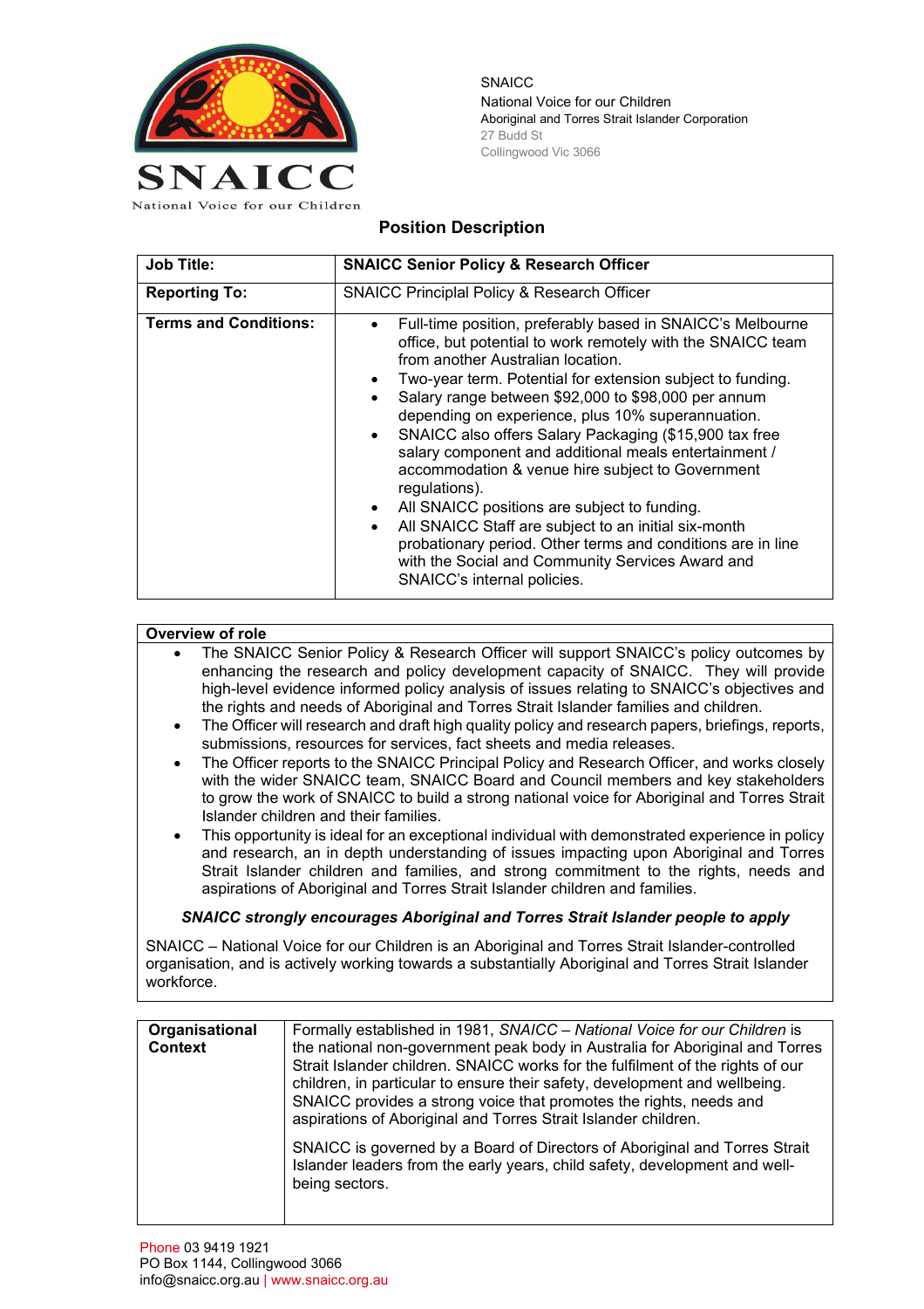SNAICC
National Voice for our Children
Aboriginal and Torres Strait Islander Corporation
27 Budd St
Collingwood Vic 3066

# Position Description

| **Job Title:** | **SNAICC Senior Policy & Research Officer** |
|---|---|
| **Reporting To:** | SNAICC Principal Policy & Research Officer |
| **Terms and Conditions:** | • Full-time position, preferably based in SNAICC's Melbourne office, but potential to work remotely with the SNAICC team from another Australian location.<br>• Two-year term. Potential for extension subject to funding.<br>• Salary range between $92,000 to $98,000 per annum depending on experience, plus 10% superannuation.<br>• SNAICC also offers Salary Packaging ($15,900 tax free salary component and additional meals entertainment / accommodation & venue hire subject to Government regulations).<br>• All SNAICC positions are subject to funding.<br>• All SNAICC Staff are subject to an initial six-month probationary period. Other terms and conditions are in line with the Social and Community Services Award and SNAICC's internal policies. |

**Overview of role**

- The SNAICC Senior Policy & Research Officer will support SNAICC's policy outcomes by enhancing the research and policy development capacity of SNAICC. They will provide high-level evidence informed policy analysis of issues relating to SNAICC's objectives and the rights and needs of Aboriginal and Torres Strait Islander families and children.
- The Officer will research and draft high quality policy and research papers, briefings, reports, submissions, resources for services, fact sheets and media releases.
- The Officer reports to the SNAICC Principal Policy and Research Officer, and works closely with the wider SNAICC team, SNAICC Board and Council members and key stakeholders to grow the work of SNAICC to build a strong national voice for Aboriginal and Torres Strait Islander children and their families.
- This opportunity is ideal for an exceptional individual with demonstrated experience in policy and research, an in depth understanding of issues impacting upon Aboriginal and Torres Strait Islander children and families, and strong commitment to the rights, needs and aspirations of Aboriginal and Torres Strait Islander children and families.

***SNAICC strongly encourages Aboriginal and Torres Strait Islander people to apply***

SNAICC – National Voice for our Children is an Aboriginal and Torres Strait Islander-controlled organisation, and is actively working towards a substantially Aboriginal and Torres Strait Islander workforce.

| **Organisational Context** | Formally established in 1981, *SNAICC – National Voice for our Children* is the national non-government peak body in Australia for Aboriginal and Torres Strait Islander children. SNAICC works for the fulfilment of the rights of our children, in particular to ensure their safety, development and wellbeing. SNAICC provides a strong voice that promotes the rights, needs and aspirations of Aboriginal and Torres Strait Islander children.<br><br>SNAICC is governed by a Board of Directors of Aboriginal and Torres Strait Islander leaders from the early years, child safety, development and well-being sectors. |
|---|---|

Phone 03 9419 1921
PO Box 1144, Collingwood 3066
info@snaicc.org.au | www.snaicc.org.au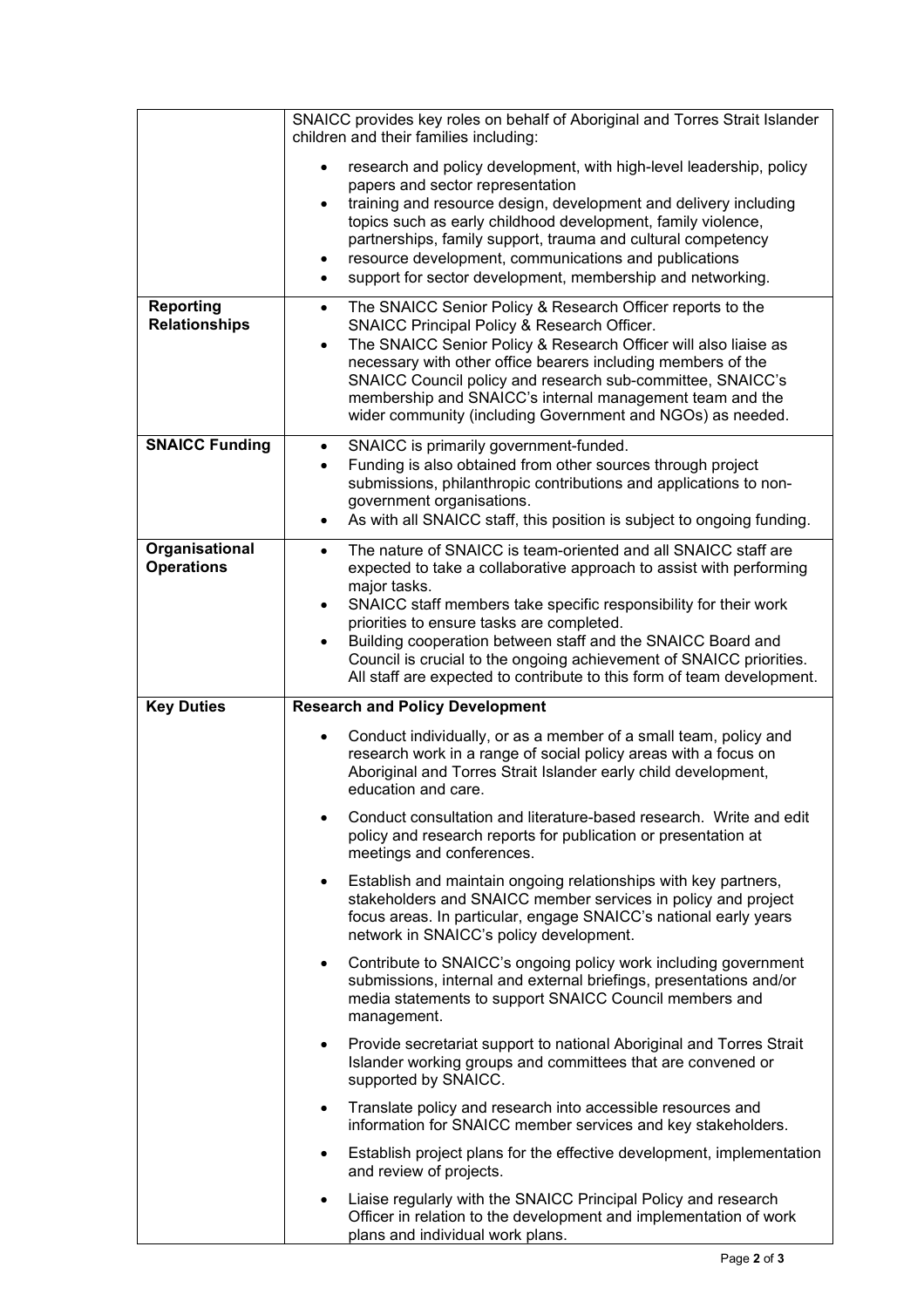| | |
|---|---|
| | SNAICC provides key roles on behalf of Aboriginal and Torres Strait Islander children and their families including:<br><br>• research and policy development, with high-level leadership, policy papers and sector representation<br>• training and resource design, development and delivery including topics such as early childhood development, family violence, partnerships, family support, trauma and cultural competency<br>• resource development, communications and publications<br>• support for sector development, membership and networking. |
| **Reporting Relationships** | • The SNAICC Senior Policy & Research Officer reports to the SNAICC Principal Policy & Research Officer.<br>• The SNAICC Senior Policy & Research Officer will also liaise as necessary with other office bearers including members of the SNAICC Council policy and research sub-committee, SNAICC's membership and SNAICC's internal management team and the wider community (including Government and NGOs) as needed. |
| **SNAICC Funding** | • SNAICC is primarily government-funded.<br>• Funding is also obtained from other sources through project submissions, philanthropic contributions and applications to non-government organisations.<br>• As with all SNAICC staff, this position is subject to ongoing funding. |
| **Organisational Operations** | • The nature of SNAICC is team-oriented and all SNAICC staff are expected to take a collaborative approach to assist with performing major tasks.<br>• SNAICC staff members take specific responsibility for their work priorities to ensure tasks are completed.<br>• Building cooperation between staff and the SNAICC Board and Council is crucial to the ongoing achievement of SNAICC priorities. All staff are expected to contribute to this form of team development. |
| **Key Duties** | **Research and Policy Development**<br><br>• Conduct individually, or as a member of a small team, policy and research work in a range of social policy areas with a focus on Aboriginal and Torres Strait Islander early child development, education and care.<br>• Conduct consultation and literature-based research. Write and edit policy and research reports for publication or presentation at meetings and conferences.<br>• Establish and maintain ongoing relationships with key partners, stakeholders and SNAICC member services in policy and project focus areas. In particular, engage SNAICC's national early years network in SNAICC's policy development.<br>• Contribute to SNAICC's ongoing policy work including government submissions, internal and external briefings, presentations and/or media statements to support SNAICC Council members and management.<br>• Provide secretariat support to national Aboriginal and Torres Strait Islander working groups and committees that are convened or supported by SNAICC.<br>• Translate policy and research into accessible resources and information for SNAICC member services and key stakeholders.<br>• Establish project plans for the effective development, implementation and review of projects.<br>• Liaise regularly with the SNAICC Principal Policy and research Officer in relation to the development and implementation of work plans and individual work plans. |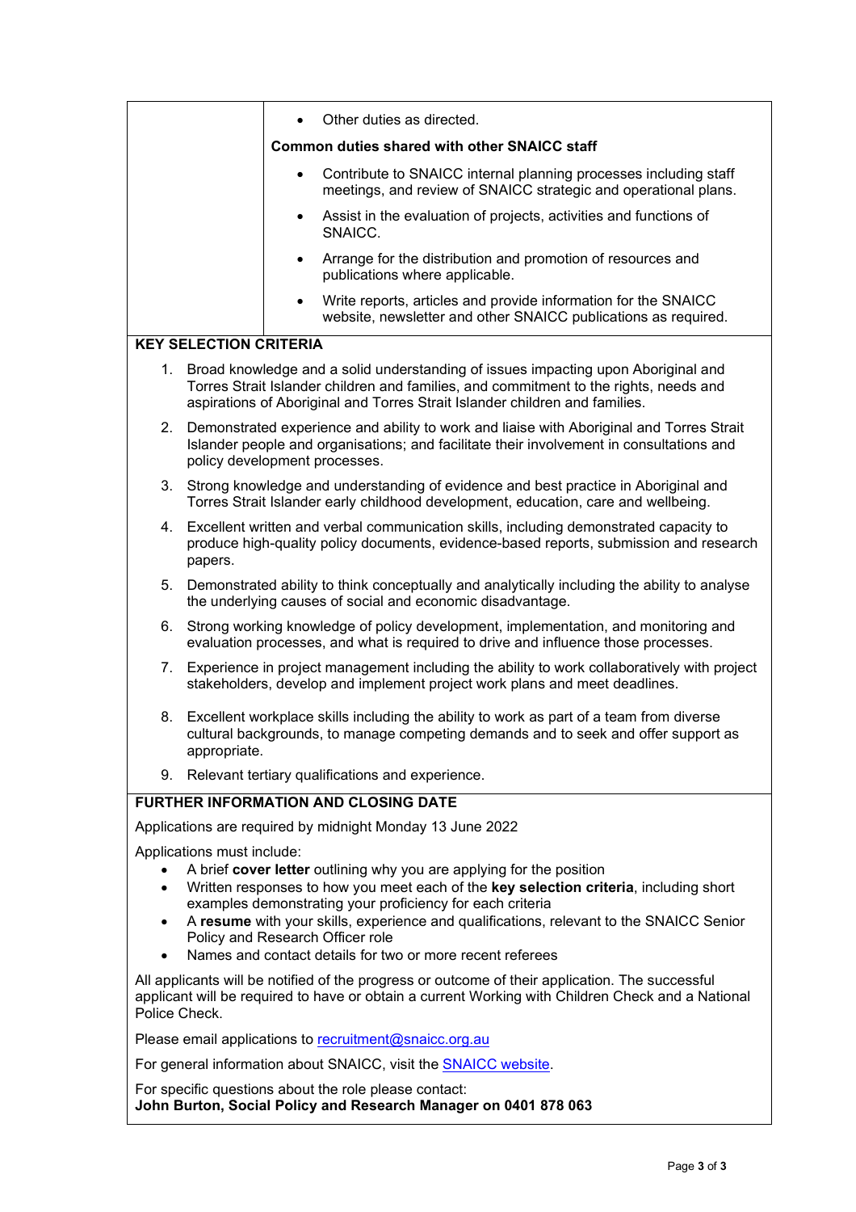| | |
|---|---|
| | • Other duties as directed.<br><br>**Common duties shared with other SNAICC staff**<br><br>• Contribute to SNAICC internal planning processes including staff meetings, and review of SNAICC strategic and operational plans.<br>• Assist in the evaluation of projects, activities and functions of SNAICC.<br>• Arrange for the distribution and promotion of resources and publications where applicable.<br>• Write reports, articles and provide information for the SNAICC website, newsletter and other SNAICC publications as required. |

**KEY SELECTION CRITERIA**

1. Broad knowledge and a solid understanding of issues impacting upon Aboriginal and Torres Strait Islander children and families, and commitment to the rights, needs and aspirations of Aboriginal and Torres Strait Islander children and families.
2. Demonstrated experience and ability to work and liaise with Aboriginal and Torres Strait Islander people and organisations; and facilitate their involvement in consultations and policy development processes.
3. Strong knowledge and understanding of evidence and best practice in Aboriginal and Torres Strait Islander early childhood development, education, care and wellbeing.
4. Excellent written and verbal communication skills, including demonstrated capacity to produce high-quality policy documents, evidence-based reports, submission and research papers.
5. Demonstrated ability to think conceptually and analytically including the ability to analyse the underlying causes of social and economic disadvantage.
6. Strong working knowledge of policy development, implementation, and monitoring and evaluation processes, and what is required to drive and influence those processes.
7. Experience in project management including the ability to work collaboratively with project stakeholders, develop and implement project work plans and meet deadlines.
8. Excellent workplace skills including the ability to work as part of a team from diverse cultural backgrounds, to manage competing demands and to seek and offer support as appropriate.
9. Relevant tertiary qualifications and experience.

**FURTHER INFORMATION AND CLOSING DATE**

Applications are required by midnight Monday 13 June 2022

Applications must include:

- A brief **cover letter** outlining why you are applying for the position
- Written responses to how you meet each of the **key selection criteria**, including short examples demonstrating your proficiency for each criteria
- A **resume** with your skills, experience and qualifications, relevant to the SNAICC Senior Policy and Research Officer role
- Names and contact details for two or more recent referees

All applicants will be notified of the progress or outcome of their application. The successful applicant will be required to have or obtain a current Working with Children Check and a National Police Check.

Please email applications to recruitment@snaicc.org.au

For general information about SNAICC, visit the SNAICC website.

For specific questions about the role please contact:
**John Burton, Social Policy and Research Manager on 0401 878 063**